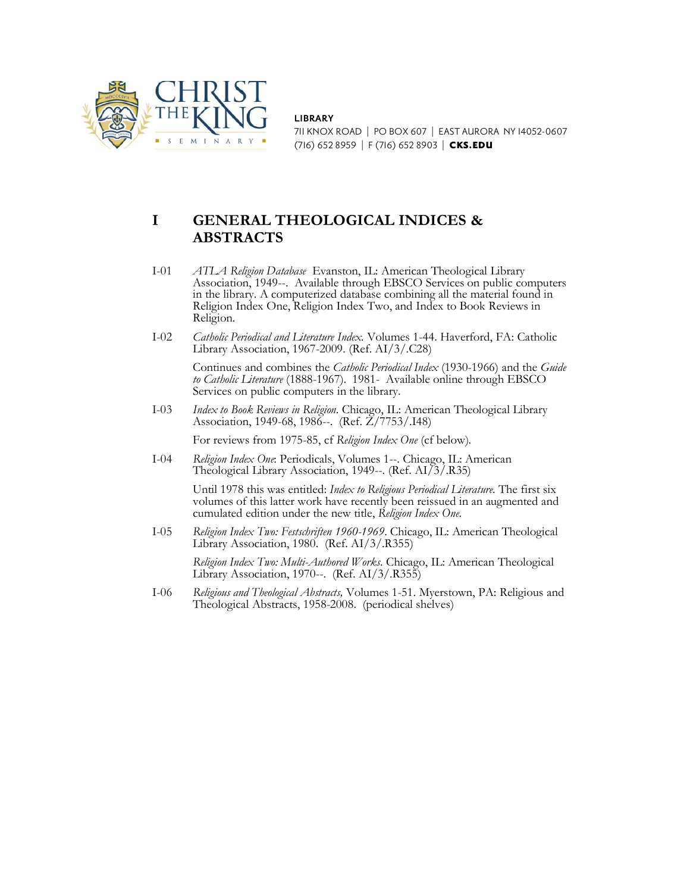CHRIST THE KING SEMINARY

**LIBRARY**
711 KNOX ROAD | PO BOX 607 | EAST AURORA NY 14052-0607
(716) 652 8959 | F (716) 652 8903 | **CKS.EDU**

# I GENERAL THEOLOGICAL INDICES & ABSTRACTS

I-01 *ATLA Religion Database* Evanston, IL: American Theological Library Association, 1949--. Available through EBSCO Services on public computers in the library. A computerized database combining all the material found in Religion Index One, Religion Index Two, and Index to Book Reviews in Religion.

I-02 *Catholic Periodical and Literature Index*. Volumes 1-44. Haverford, FA: Catholic Library Association, 1967-2009. (Ref. AI/3/.C28)

Continues and combines the *Catholic Periodical Index* (1930-1966) and the *Guide to Catholic Literature* (1888-1967). 1981- Available online through EBSCO Services on public computers in the library.

I-03 *Index to Book Reviews in Religion*. Chicago, IL: American Theological Library Association, 1949-68, 1986--. (Ref. Z/7753/.I48)

For reviews from 1975-85, cf *Religion Index One* (cf below).

I-04 *Religion Index One*: Periodicals, Volumes 1--. Chicago, IL: American Theological Library Association, 1949--. (Ref. AI/3/.R35)

Until 1978 this was entitled: *Index to Religious Periodical Literature.* The first six volumes of this latter work have recently been reissued in an augmented and cumulated edition under the new title, *Religion Index One.*

I-05 *Religion Index Two: Festschriften 1960-1969*. Chicago, IL: American Theological Library Association, 1980. (Ref. AI/3/.R355)

*Religion Index Two: Multi-Authored Works*. Chicago, IL: American Theological Library Association, 1970--. (Ref. AI/3/.R355)

I-06 *Religious and Theological Abstracts,* Volumes 1-51. Myerstown, PA: Religious and Theological Abstracts, 1958-2008. (periodical shelves)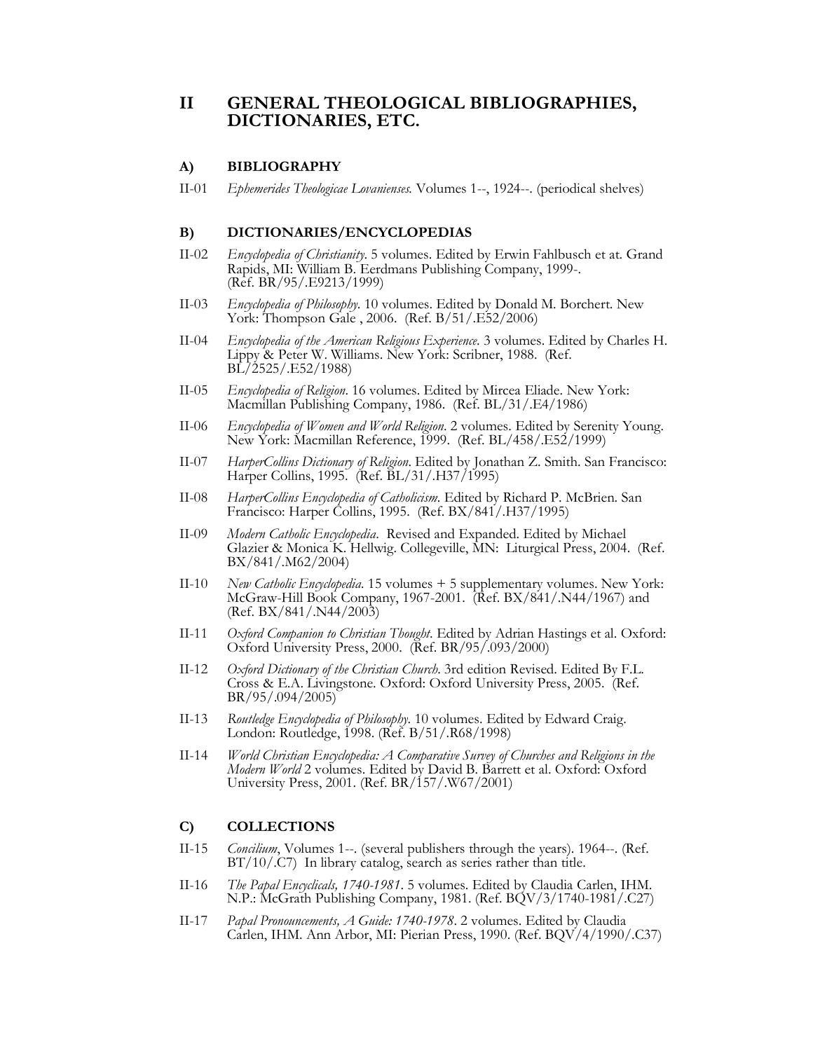# II GENERAL THEOLOGICAL BIBLIOGRAPHIES, DICTIONARIES, ETC.

## A) BIBLIOGRAPHY

II-01 *Ephemerides Theologicae Lovanienses.* Volumes 1--, 1924--. (periodical shelves)

## B) DICTIONARIES/ENCYCLOPEDIAS

II-02 *Encyclopedia of Christianity*. 5 volumes. Edited by Erwin Fahlbusch et at. Grand Rapids, MI: William B. Eerdmans Publishing Company, 1999-. (Ref. BR/95/.E9213/1999)

II-03 *Encyclopedia of Philosophy*. 10 volumes. Edited by Donald M. Borchert. New York: Thompson Gale , 2006. (Ref. B/51/.E52/2006)

II-04 *Encyclopedia of the American Religious Experience*. 3 volumes. Edited by Charles H. Lippy & Peter W. Williams. New York: Scribner, 1988. (Ref. BL/2525/.E52/1988)

II-05 *Encyclopedia of Religion*. 16 volumes. Edited by Mircea Eliade. New York: Macmillan Publishing Company, 1986. (Ref. BL/31/.E4/1986)

II-06 *Encyclopedia of Women and World Religion*. 2 volumes. Edited by Serenity Young. New York: Macmillan Reference, 1999. (Ref. BL/458/.E52/1999)

II-07 *HarperCollins Dictionary of Religion*. Edited by Jonathan Z. Smith. San Francisco: Harper Collins, 1995. (Ref. BL/31/.H37/1995)

II-08 *HarperCollins Encyclopedia of Catholicism*. Edited by Richard P. McBrien. San Francisco: Harper Collins, 1995. (Ref. BX/841/.H37/1995)

II-09 *Modern Catholic Encyclopedia*. Revised and Expanded. Edited by Michael Glazier & Monica K. Hellwig. Collegeville, MN: Liturgical Press, 2004. (Ref. BX/841/.M62/2004)

II-10 *New Catholic Encyclopedia*. 15 volumes + 5 supplementary volumes. New York: McGraw-Hill Book Company, 1967-2001. (Ref. BX/841/.N44/1967) and (Ref. BX/841/.N44/2003)

II-11 *Oxford Companion to Christian Thought*. Edited by Adrian Hastings et al. Oxford: Oxford University Press, 2000. (Ref. BR/95/.093/2000)

II-12 *Oxford Dictionary of the Christian Church*. 3rd edition Revised. Edited By F.L. Cross & E.A. Livingstone. Oxford: Oxford University Press, 2005. (Ref. BR/95/.094/2005)

II-13 *Routledge Encyclopedia of Philosophy*. 10 volumes. Edited by Edward Craig. London: Routledge, 1998. (Ref. B/51/.R68/1998)

II-14 *World Christian Encyclopedia: A Comparative Survey of Churches and Religions in the Modern World* 2 volumes. Edited by David B. Barrett et al. Oxford: Oxford University Press, 2001. (Ref. BR/157/.W67/2001)

## C) COLLECTIONS

II-15 *Concilium*, Volumes 1--. (several publishers through the years). 1964--. (Ref. BT/10/.C7) In library catalog, search as series rather than title.

II-16 *The Papal Encyclicals, 1740-1981*. 5 volumes. Edited by Claudia Carlen, IHM. N.P.: McGrath Publishing Company, 1981. (Ref. BQV/3/1740-1981/.C27)

II-17 *Papal Pronouncements, A Guide: 1740-1978*. 2 volumes. Edited by Claudia Carlen, IHM. Ann Arbor, MI: Pierian Press, 1990. (Ref. BQV/4/1990/.C37)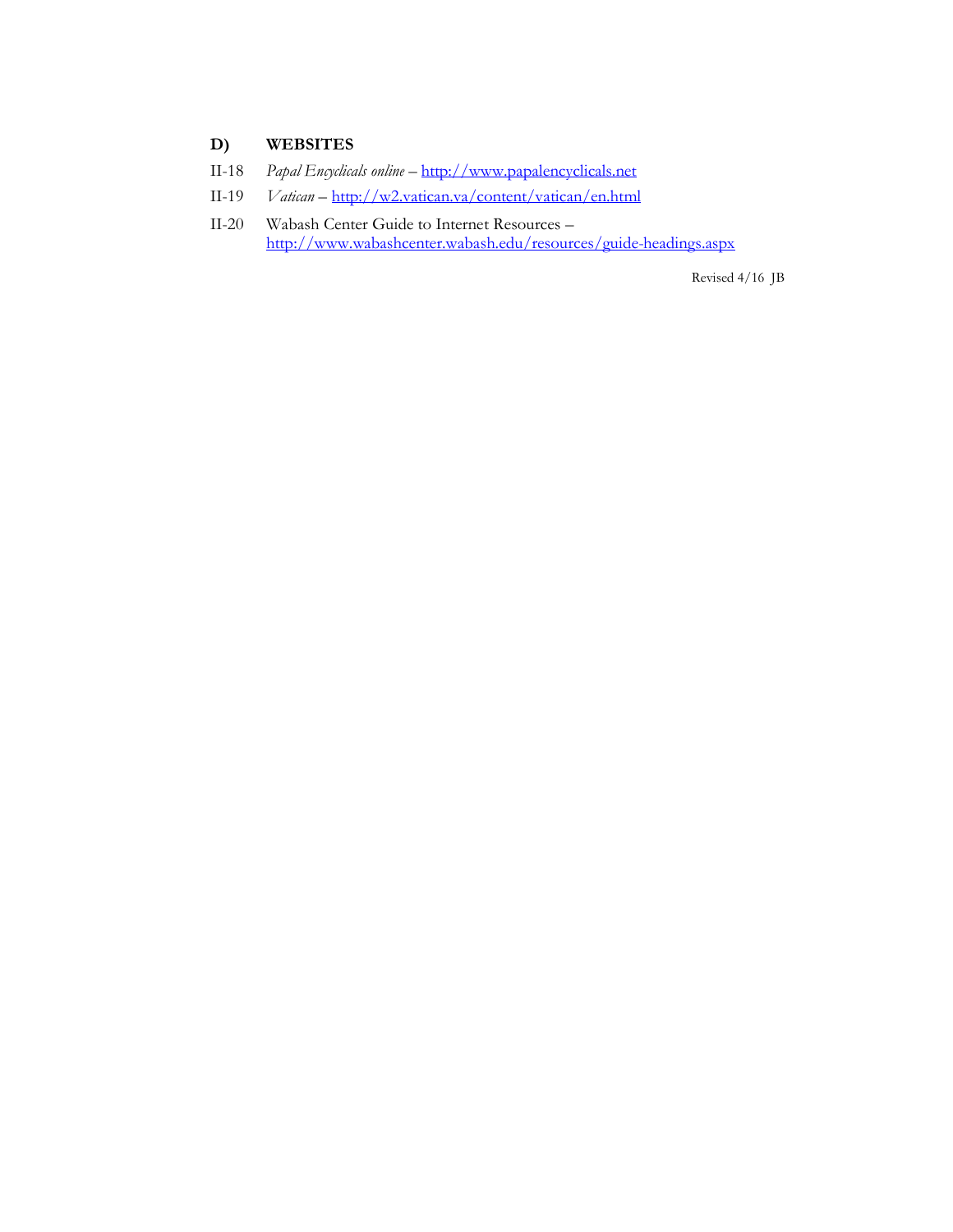## D) WEBSITES

II-18 *Papal Encyclicals online* – http://www.papalencyclicals.net

II-19 *Vatican* – http://w2.vatican.va/content/vatican/en.html

II-20 Wabash Center Guide to Internet Resources – http://www.wabashcenter.wabash.edu/resources/guide-headings.aspx

Revised 4/16 JB